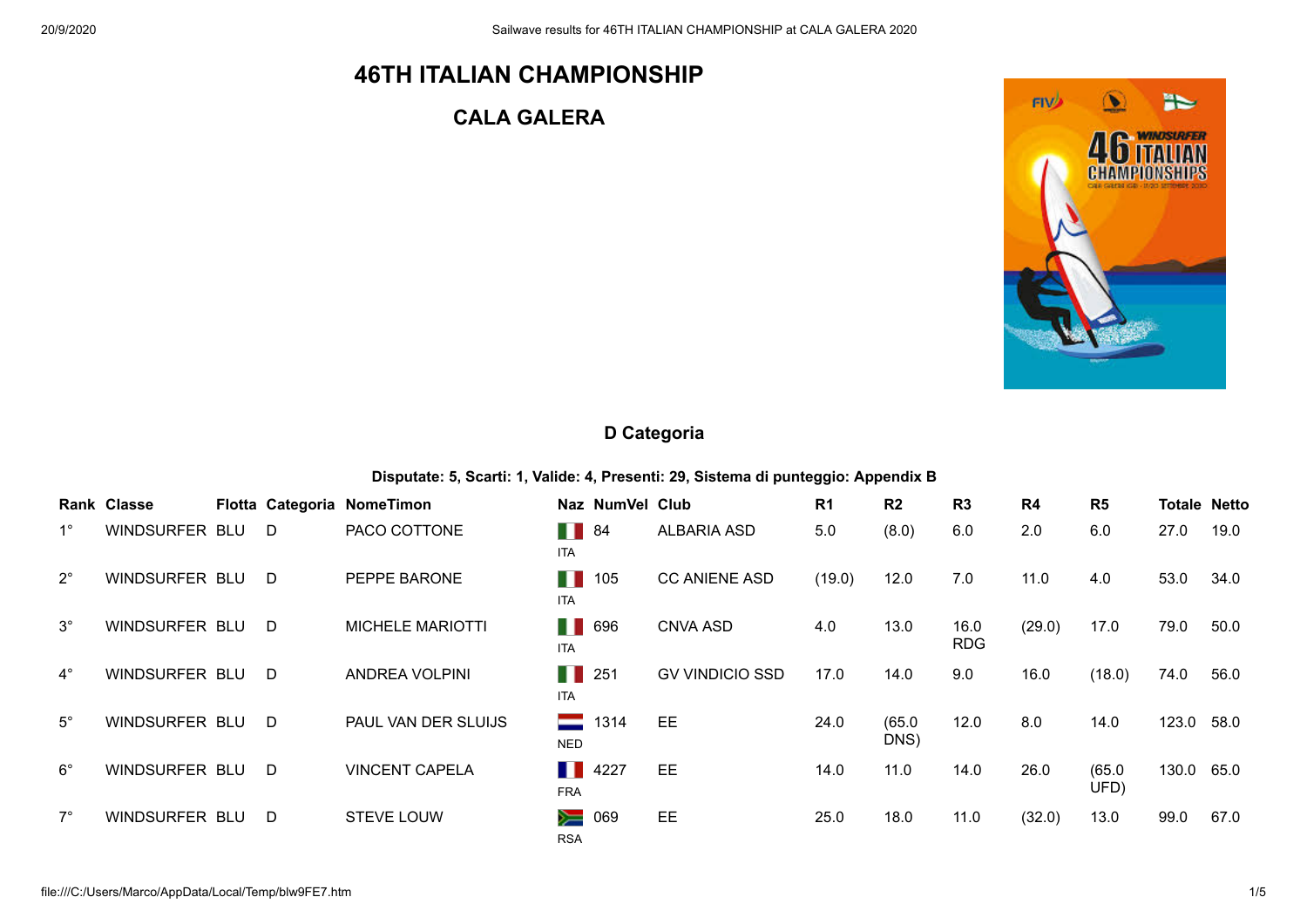# 46TH ITALIAN CHAMPIONSHIP

## CALA GALERA

### D Categoria

**Disputate: 5, Scarti: 1, Valide: 4, Presenti: 29, Sistema di punteggio: Appendix B**

| Rank | Classe | Flotta | Categoria | NomeTimon | Naz | NumVel | Club | R1 | R2 | R3 | R4 | R5 | Totale | Netto |
|---|---|---|---|---|---|---|---|---|---|---|---|---|---|---|
| 1° | WINDSURFER | BLU | D | PACO COTTONE | ITA | 84 | ALBARIA ASD | 5.0 | (8.0) | 6.0 | 2.0 | 6.0 | 27.0 | 19.0 |
| 2° | WINDSURFER | BLU | D | PEPPE BARONE | ITA | 105 | CC ANIENE ASD | (19.0) | 12.0 | 7.0 | 11.0 | 4.0 | 53.0 | 34.0 |
| 3° | WINDSURFER | BLU | D | MICHELE MARIOTTI | ITA | 696 | CNVA ASD | 4.0 | 13.0 | 16.0 RDG | (29.0) | 17.0 | 79.0 | 50.0 |
| 4° | WINDSURFER | BLU | D | ANDREA VOLPINI | ITA | 251 | GV VINDICIO SSD | 17.0 | 14.0 | 9.0 | 16.0 | (18.0) | 74.0 | 56.0 |
| 5° | WINDSURFER | BLU | D | PAUL VAN DER SLUIJS | NED | 1314 | EE | 24.0 | (65.0 DNS) | 12.0 | 8.0 | 14.0 | 123.0 | 58.0 |
| 6° | WINDSURFER | BLU | D | VINCENT CAPELA | FRA | 4227 | EE | 14.0 | 11.0 | 14.0 | 26.0 | (65.0 UFD) | 130.0 | 65.0 |
| 7° | WINDSURFER | BLU | D | STEVE LOUW | RSA | 069 | EE | 25.0 | 18.0 | 11.0 | (32.0) | 13.0 | 99.0 | 67.0 |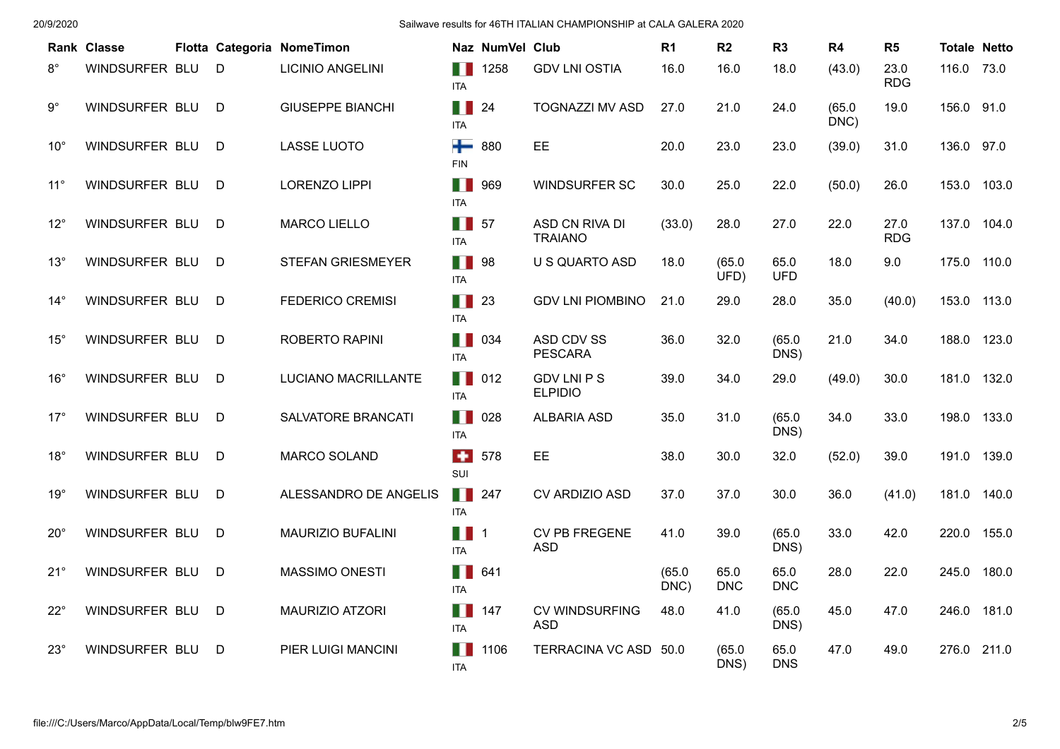| Rank | Classe | Flotta | Categoria | NomeTimon | Naz | NumVel | Club | R1 | R2 | R3 | R4 | R5 | Totale | Netto |
|---|---|---|---|---|---|---|---|---|---|---|---|---|---|---|
| 8° | WINDSURFER | BLU | D | LICINIO ANGELINI | ITA | 1258 | GDV LNI OSTIA | 16.0 | 16.0 | 18.0 | (43.0) | 23.0 RDG | 116.0 | 73.0 |
| 9° | WINDSURFER | BLU | D | GIUSEPPE BIANCHI | ITA | 24 | TOGNAZZI MV ASD | 27.0 | 21.0 | 24.0 | (65.0 DNC) | 19.0 | 156.0 | 91.0 |
| 10° | WINDSURFER | BLU | D | LASSE LUOTO | FIN | 880 | EE | 20.0 | 23.0 | 23.0 | (39.0) | 31.0 | 136.0 | 97.0 |
| 11° | WINDSURFER | BLU | D | LORENZO LIPPI | ITA | 969 | WINDSURFER SC | 30.0 | 25.0 | 22.0 | (50.0) | 26.0 | 153.0 | 103.0 |
| 12° | WINDSURFER | BLU | D | MARCO LIELLO | ITA | 57 | ASD CN RIVA DI TRAIANO | (33.0) | 28.0 | 27.0 | 22.0 | 27.0 RDG | 137.0 | 104.0 |
| 13° | WINDSURFER | BLU | D | STEFAN GRIESMEYER | ITA | 98 | U S QUARTO ASD | 18.0 | (65.0 UFD) | 65.0 UFD | 18.0 | 9.0 | 175.0 | 110.0 |
| 14° | WINDSURFER | BLU | D | FEDERICO CREMISI | ITA | 23 | GDV LNI PIOMBINO | 21.0 | 29.0 | 28.0 | 35.0 | (40.0) | 153.0 | 113.0 |
| 15° | WINDSURFER | BLU | D | ROBERTO RAPINI | ITA | 034 | ASD CDV SS PESCARA | 36.0 | 32.0 | (65.0 DNS) | 21.0 | 34.0 | 188.0 | 123.0 |
| 16° | WINDSURFER | BLU | D | LUCIANO MACRILLANTE | ITA | 012 | GDV LNI P S ELPIDIO | 39.0 | 34.0 | 29.0 | (49.0) | 30.0 | 181.0 | 132.0 |
| 17° | WINDSURFER | BLU | D | SALVATORE BRANCATI | ITA | 028 | ALBARIA ASD | 35.0 | 31.0 | (65.0 DNS) | 34.0 | 33.0 | 198.0 | 133.0 |
| 18° | WINDSURFER | BLU | D | MARCO SOLAND | SUI | 578 | EE | 38.0 | 30.0 | 32.0 | (52.0) | 39.0 | 191.0 | 139.0 |
| 19° | WINDSURFER | BLU | D | ALESSANDRO DE ANGELIS | ITA | 247 | CV ARDIZIO ASD | 37.0 | 37.0 | 30.0 | 36.0 | (41.0) | 181.0 | 140.0 |
| 20° | WINDSURFER | BLU | D | MAURIZIO BUFALINI | ITA | 1 | CV PB FREGENE ASD | 41.0 | 39.0 | (65.0 DNS) | 33.0 | 42.0 | 220.0 | 155.0 |
| 21° | WINDSURFER | BLU | D | MASSIMO ONESTI | ITA | 641 | | (65.0 DNC) | 65.0 DNC | 65.0 DNC | 28.0 | 22.0 | 245.0 | 180.0 |
| 22° | WINDSURFER | BLU | D | MAURIZIO ATZORI | ITA | 147 | CV WINDSURFING ASD | 48.0 | 41.0 | (65.0 DNS) | 45.0 | 47.0 | 246.0 | 181.0 |
| 23° | WINDSURFER | BLU | D | PIER LUIGI MANCINI | ITA | 1106 | TERRACINA VC ASD | 50.0 | (65.0 DNS) | 65.0 DNS | 47.0 | 49.0 | 276.0 | 211.0 |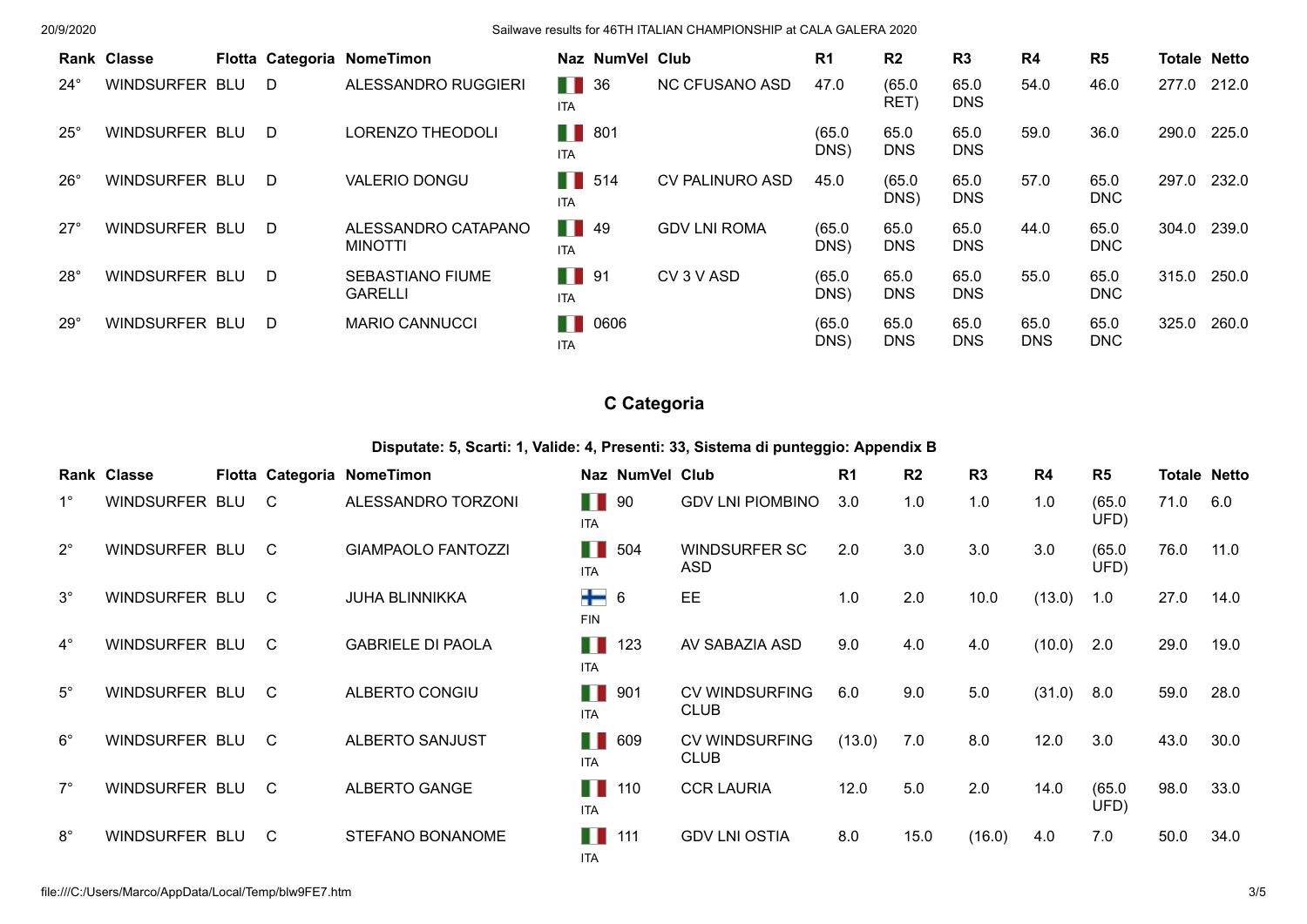| Rank | Classe | Flotta | Categoria | NomeTimon | Naz | NumVel | Club | R1 | R2 | R3 | R4 | R5 | Totale | Netto |
|---|---|---|---|---|---|---|---|---|---|---|---|---|---|---|
| 24° | WINDSURFER | BLU | D | ALESSANDRO RUGGIERI | ITA | 36 | NC CFUSANO ASD | 47.0 | (65.0 RET) | 65.0 DNS | 54.0 | 46.0 | 277.0 | 212.0 |
| 25° | WINDSURFER | BLU | D | LORENZO THEODOLI | ITA | 801 | | (65.0 DNS) | 65.0 DNS | 65.0 DNS | 59.0 | 36.0 | 290.0 | 225.0 |
| 26° | WINDSURFER | BLU | D | VALERIO DONGU | ITA | 514 | CV PALINURO ASD | 45.0 | (65.0 DNS) | 65.0 DNS | 57.0 | 65.0 DNC | 297.0 | 232.0 |
| 27° | WINDSURFER | BLU | D | ALESSANDRO CATAPANO MINOTTI | ITA | 49 | GDV LNI ROMA | (65.0 DNS) | 65.0 DNS | 65.0 DNS | 44.0 | 65.0 DNC | 304.0 | 239.0 |
| 28° | WINDSURFER | BLU | D | SEBASTIANO FIUME GARELLI | ITA | 91 | CV 3 V ASD | (65.0 DNS) | 65.0 DNS | 65.0 DNS | 55.0 | 65.0 DNC | 315.0 | 250.0 |
| 29° | WINDSURFER | BLU | D | MARIO CANNUCCI | ITA | 0606 | | (65.0 DNS) | 65.0 DNS | 65.0 DNS | 65.0 DNS | 65.0 DNC | 325.0 | 260.0 |

## C Categoria

**Disputate: 5, Scarti: 1, Valide: 4, Presenti: 33, Sistema di punteggio: Appendix B**

| Rank | Classe | Flotta | Categoria | NomeTimon | Naz | NumVel | Club | R1 | R2 | R3 | R4 | R5 | Totale | Netto |
|---|---|---|---|---|---|---|---|---|---|---|---|---|---|---|
| 1° | WINDSURFER | BLU | C | ALESSANDRO TORZONI | ITA | 90 | GDV LNI PIOMBINO | 3.0 | 1.0 | 1.0 | 1.0 | (65.0 UFD) | 71.0 | 6.0 |
| 2° | WINDSURFER | BLU | C | GIAMPAOLO FANTOZZI | ITA | 504 | WINDSURFER SC ASD | 2.0 | 3.0 | 3.0 | 3.0 | (65.0 UFD) | 76.0 | 11.0 |
| 3° | WINDSURFER | BLU | C | JUHA BLINNIKKA | FIN | 6 | EE | 1.0 | 2.0 | 10.0 | (13.0) | 1.0 | 27.0 | 14.0 |
| 4° | WINDSURFER | BLU | C | GABRIELE DI PAOLA | ITA | 123 | AV SABAZIA ASD | 9.0 | 4.0 | 4.0 | (10.0) | 2.0 | 29.0 | 19.0 |
| 5° | WINDSURFER | BLU | C | ALBERTO CONGIU | ITA | 901 | CV WINDSURFING CLUB | 6.0 | 9.0 | 5.0 | (31.0) | 8.0 | 59.0 | 28.0 |
| 6° | WINDSURFER | BLU | C | ALBERTO SANJUST | ITA | 609 | CV WINDSURFING CLUB | (13.0) | 7.0 | 8.0 | 12.0 | 3.0 | 43.0 | 30.0 |
| 7° | WINDSURFER | BLU | C | ALBERTO GANGE | ITA | 110 | CCR LAURIA | 12.0 | 5.0 | 2.0 | 14.0 | (65.0 UFD) | 98.0 | 33.0 |
| 8° | WINDSURFER | BLU | C | STEFANO BONANOME | ITA | 111 | GDV LNI OSTIA | 8.0 | 15.0 | (16.0) | 4.0 | 7.0 | 50.0 | 34.0 |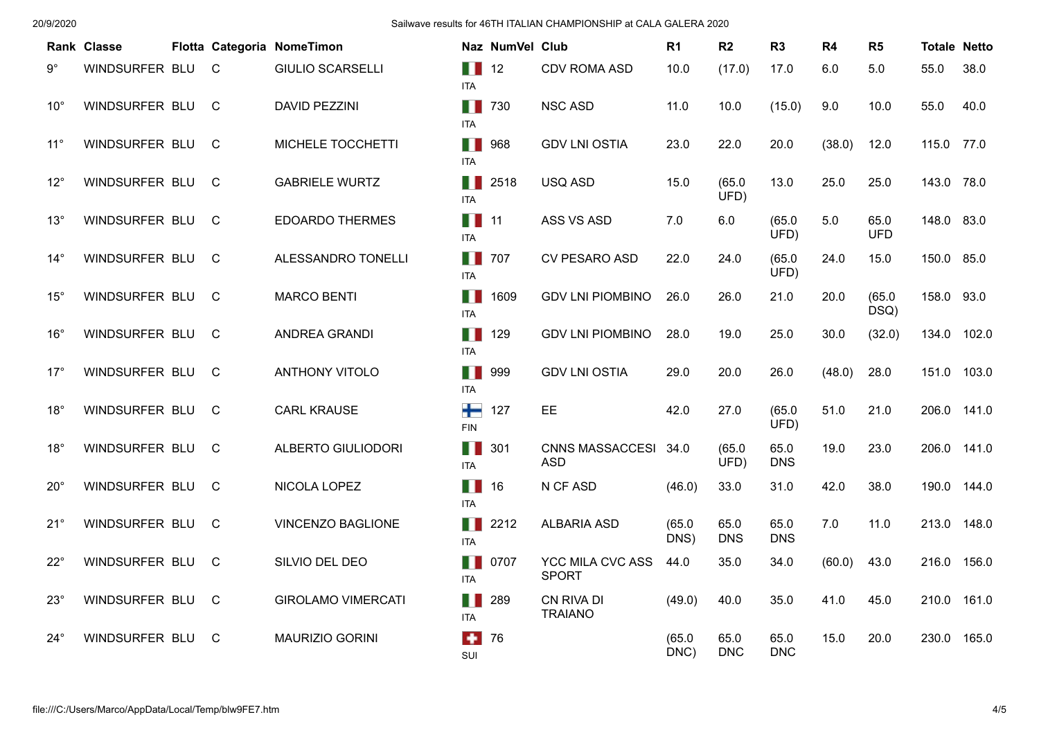| Rank | Classe | Flotta | Categoria | NomeTimon | Naz | NumVel | Club | R1 | R2 | R3 | R4 | R5 | Totale | Netto |
|---|---|---|---|---|---|---|---|---|---|---|---|---|---|---|
| 9° | WINDSURFER | BLU | C | GIULIO SCARSELLI | ITA | 12 | CDV ROMA ASD | 10.0 | (17.0) | 17.0 | 6.0 | 5.0 | 55.0 | 38.0 |
| 10° | WINDSURFER | BLU | C | DAVID PEZZINI | ITA | 730 | NSC ASD | 11.0 | 10.0 | (15.0) | 9.0 | 10.0 | 55.0 | 40.0 |
| 11° | WINDSURFER | BLU | C | MICHELE TOCCHETTI | ITA | 968 | GDV LNI OSTIA | 23.0 | 22.0 | 20.0 | (38.0) | 12.0 | 115.0 | 77.0 |
| 12° | WINDSURFER | BLU | C | GABRIELE WURTZ | ITA | 2518 | USQ ASD | 15.0 | (65.0 UFD) | 13.0 | 25.0 | 25.0 | 143.0 | 78.0 |
| 13° | WINDSURFER | BLU | C | EDOARDO THERMES | ITA | 11 | ASS VS ASD | 7.0 | 6.0 | (65.0 UFD) | 5.0 | 65.0 UFD | 148.0 | 83.0 |
| 14° | WINDSURFER | BLU | C | ALESSANDRO TONELLI | ITA | 707 | CV PESARO ASD | 22.0 | 24.0 | (65.0 UFD) | 24.0 | 15.0 | 150.0 | 85.0 |
| 15° | WINDSURFER | BLU | C | MARCO BENTI | ITA | 1609 | GDV LNI PIOMBINO | 26.0 | 26.0 | 21.0 | 20.0 | (65.0 DSQ) | 158.0 | 93.0 |
| 16° | WINDSURFER | BLU | C | ANDREA GRANDI | ITA | 129 | GDV LNI PIOMBINO | 28.0 | 19.0 | 25.0 | 30.0 | (32.0) | 134.0 | 102.0 |
| 17° | WINDSURFER | BLU | C | ANTHONY VITOLO | ITA | 999 | GDV LNI OSTIA | 29.0 | 20.0 | 26.0 | (48.0) | 28.0 | 151.0 | 103.0 |
| 18° | WINDSURFER | BLU | C | CARL KRAUSE | FIN | 127 | EE | 42.0 | 27.0 | (65.0 UFD) | 51.0 | 21.0 | 206.0 | 141.0 |
| 18° | WINDSURFER | BLU | C | ALBERTO GIULIODORI | ITA | 301 | CNNS MASSACCESI ASD | 34.0 | (65.0 UFD) | 65.0 DNS | 19.0 | 23.0 | 206.0 | 141.0 |
| 20° | WINDSURFER | BLU | C | NICOLA LOPEZ | ITA | 16 | N CF ASD | (46.0) | 33.0 | 31.0 | 42.0 | 38.0 | 190.0 | 144.0 |
| 21° | WINDSURFER | BLU | C | VINCENZO BAGLIONE | ITA | 2212 | ALBARIA ASD | (65.0 DNS) | 65.0 DNS | 65.0 DNS | 7.0 | 11.0 | 213.0 | 148.0 |
| 22° | WINDSURFER | BLU | C | SILVIO DEL DEO | ITA | 0707 | YCC MILA CVC ASS SPORT | 44.0 | 35.0 | 34.0 | (60.0) | 43.0 | 216.0 | 156.0 |
| 23° | WINDSURFER | BLU | C | GIROLAMO VIMERCATI | ITA | 289 | CN RIVA DI TRAIANO | (49.0) | 40.0 | 35.0 | 41.0 | 45.0 | 210.0 | 161.0 |
| 24° | WINDSURFER | BLU | C | MAURIZIO GORINI | SUI | 76 | | (65.0 DNC) | 65.0 DNC | 65.0 DNC | 15.0 | 20.0 | 230.0 | 165.0 |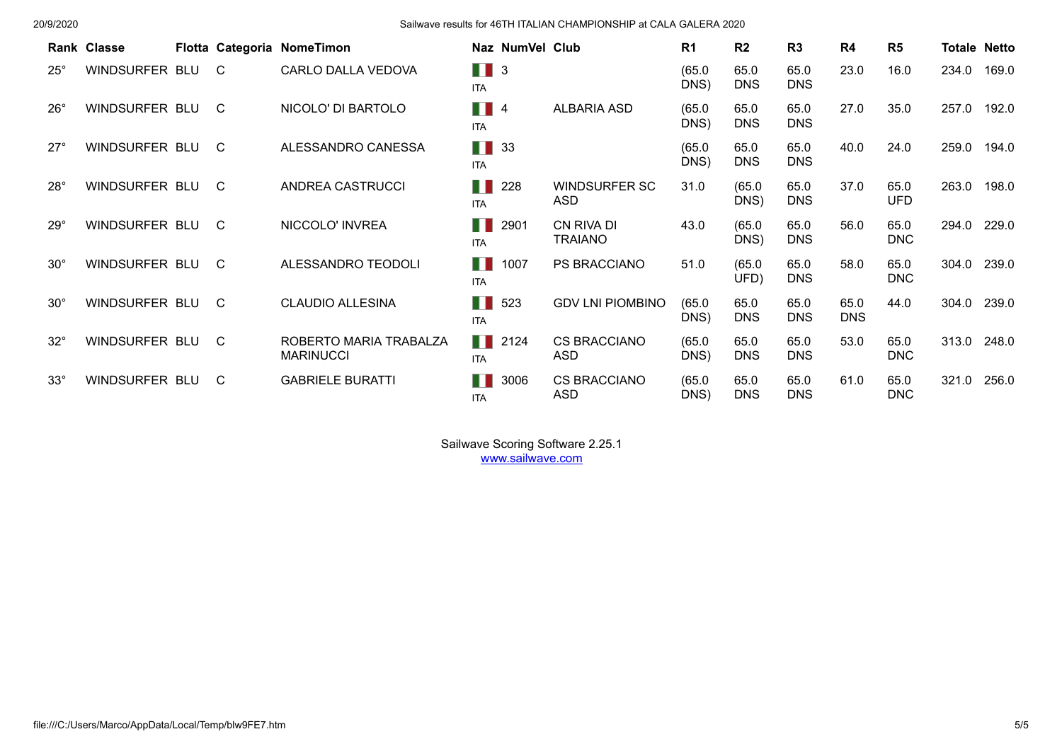| Rank | Classe | Flotta | Categoria | NomeTimon | Naz | NumVel | Club | R1 | R2 | R3 | R4 | R5 | Totale | Netto |
|---|---|---|---|---|---|---|---|---|---|---|---|---|---|---|
| 25° | WINDSURFER | BLU | C | CARLO DALLA VEDOVA | ITA | 3 | | (65.0 DNS) | 65.0 DNS | 65.0 DNS | 23.0 | 16.0 | 234.0 | 169.0 |
| 26° | WINDSURFER | BLU | C | NICOLO' DI BARTOLO | ITA | 4 | ALBARIA ASD | (65.0 DNS) | 65.0 DNS | 65.0 DNS | 27.0 | 35.0 | 257.0 | 192.0 |
| 27° | WINDSURFER | BLU | C | ALESSANDRO CANESSA | ITA | 33 | | (65.0 DNS) | 65.0 DNS | 65.0 DNS | 40.0 | 24.0 | 259.0 | 194.0 |
| 28° | WINDSURFER | BLU | C | ANDREA CASTRUCCI | ITA | 228 | WINDSURFER SC ASD | 31.0 | (65.0 DNS) | 65.0 DNS | 37.0 | 65.0 UFD | 263.0 | 198.0 |
| 29° | WINDSURFER | BLU | C | NICCOLO' INVREA | ITA | 2901 | CN RIVA DI TRAIANO | 43.0 | (65.0 DNS) | 65.0 DNS | 56.0 | 65.0 DNC | 294.0 | 229.0 |
| 30° | WINDSURFER | BLU | C | ALESSANDRO TEODOLI | ITA | 1007 | PS BRACCIANO | 51.0 | (65.0 UFD) | 65.0 DNS | 58.0 | 65.0 DNC | 304.0 | 239.0 |
| 30° | WINDSURFER | BLU | C | CLAUDIO ALLESINA | ITA | 523 | GDV LNI PIOMBINO | (65.0 DNS) | 65.0 DNS | 65.0 DNS | 65.0 DNS | 44.0 | 304.0 | 239.0 |
| 32° | WINDSURFER | BLU | C | ROBERTO MARIA TRABALZA MARINUCCI | ITA | 2124 | CS BRACCIANO ASD | (65.0 DNS) | 65.0 DNS | 65.0 DNS | 53.0 | 65.0 DNC | 313.0 | 248.0 |
| 33° | WINDSURFER | BLU | C | GABRIELE BURATTI | ITA | 3006 | CS BRACCIANO ASD | (65.0 DNS) | 65.0 DNS | 65.0 DNS | 61.0 | 65.0 DNC | 321.0 | 256.0 |

Sailwave Scoring Software 2.25.1
www.sailwave.com